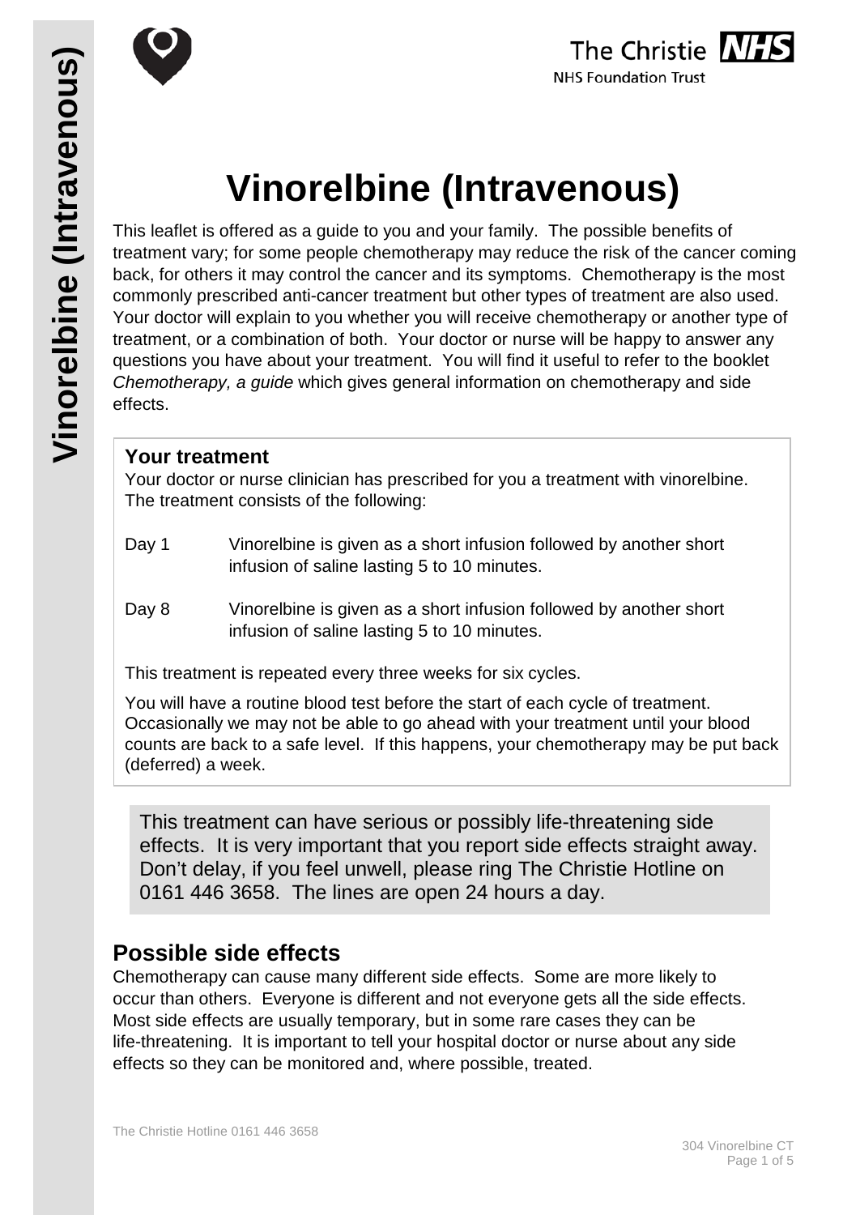# Vinorelbine (Intravenous)

This leaflet is offered as a guide to you and your family. The possible benefits of treatment vary; for some people chemotherapy may reduce the risk of the cancer coming back, for others it may control the cancer and its symptoms. Chemotherapy is the most commonly prescribed anti-cancer treatment but other types of treatment are also used. Your doctor will explain to you whether you will receive chemotherapy or another type of treatment, or a combination of both. Your doctor or nurse will be happy to answer any questions you have about your treatment. You will find it useful to refer to the booklet *Chemotherapy, a guide* which gives general information on chemotherapy and side effects.

## Your treatment

Your doctor or nurse clinician has prescribed for you a treatment with vinorelbine. The treatment consists of the following:

Day 1 Vinorelbine is given as a short infusion followed by another short infusion of saline lasting 5 to 10 minutes.

Day 8 Vinorelbine is given as a short infusion followed by another short infusion of saline lasting 5 to 10 minutes.

This treatment is repeated every three weeks for six cycles.

You will have a routine blood test before the start of each cycle of treatment. Occasionally we may not be able to go ahead with your treatment until your blood counts are back to a safe level. If this happens, your chemotherapy may be put back (deferred) a week.

This treatment can have serious or possibly life-threatening side effects. It is very important that you report side effects straight away. Don't delay, if you feel unwell, please ring The Christie Hotline on 0161 446 3658. The lines are open 24 hours a day.

## Possible side effects

Chemotherapy can cause many different side effects. Some are more likely to occur than others. Everyone is different and not everyone gets all the side effects. Most side effects are usually temporary, but in some rare cases they can be life-threatening. It is important to tell your hospital doctor or nurse about any side effects so they can be monitored and, where possible, treated.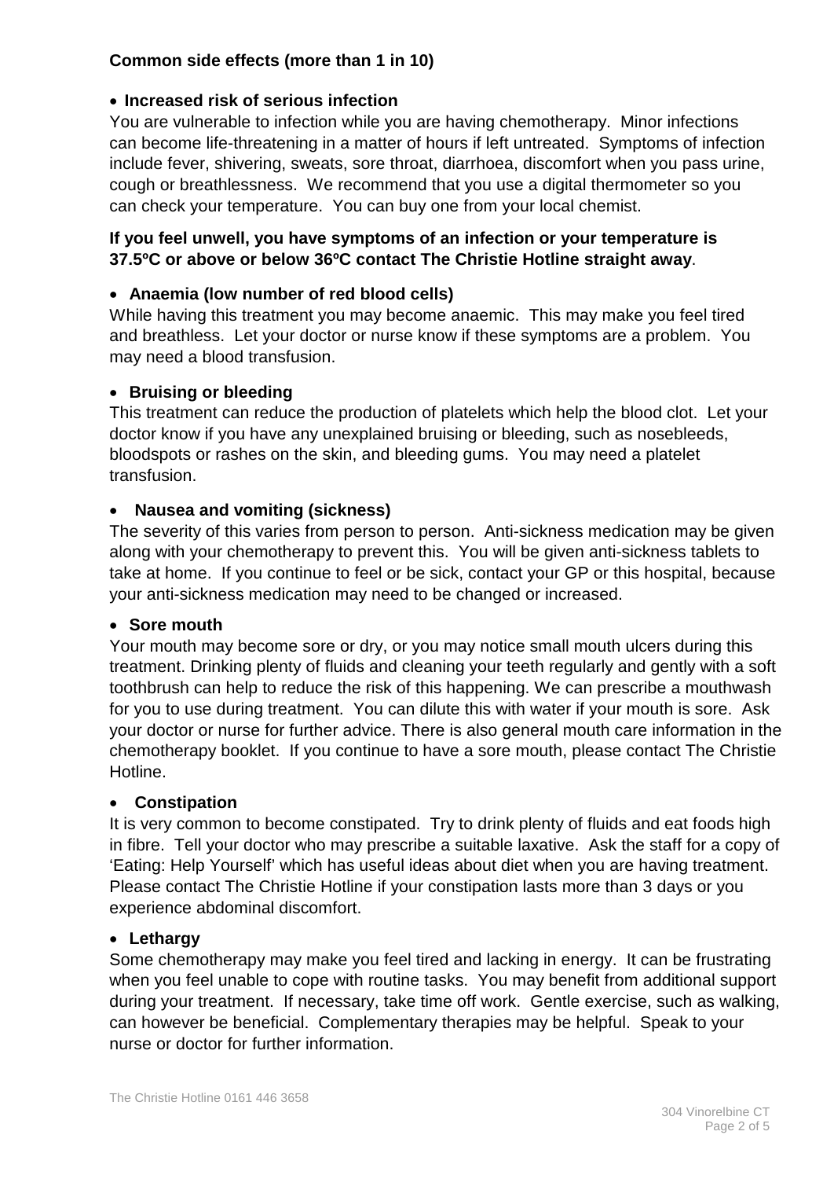**Common side effects (more than 1 in 10)**

- **Increased risk of serious infection**

You are vulnerable to infection while you are having chemotherapy. Minor infections can become life-threatening in a matter of hours if left untreated. Symptoms of infection include fever, shivering, sweats, sore throat, diarrhoea, discomfort when you pass urine, cough or breathlessness. We recommend that you use a digital thermometer so you can check your temperature. You can buy one from your local chemist.

**If you feel unwell, you have symptoms of an infection or your temperature is 37.5ºC or above or below 36ºC contact The Christie Hotline straight away**.

- **Anaemia (low number of red blood cells)**

While having this treatment you may become anaemic. This may make you feel tired and breathless. Let your doctor or nurse know if these symptoms are a problem. You may need a blood transfusion.

- **Bruising or bleeding**

This treatment can reduce the production of platelets which help the blood clot. Let your doctor know if you have any unexplained bruising or bleeding, such as nosebleeds, bloodspots or rashes on the skin, and bleeding gums. You may need a platelet transfusion.

- **Nausea and vomiting (sickness)**

The severity of this varies from person to person. Anti-sickness medication may be given along with your chemotherapy to prevent this. You will be given anti-sickness tablets to take at home. If you continue to feel or be sick, contact your GP or this hospital, because your anti-sickness medication may need to be changed or increased.

- **Sore mouth**

Your mouth may become sore or dry, or you may notice small mouth ulcers during this treatment. Drinking plenty of fluids and cleaning your teeth regularly and gently with a soft toothbrush can help to reduce the risk of this happening. We can prescribe a mouthwash for you to use during treatment. You can dilute this with water if your mouth is sore. Ask your doctor or nurse for further advice. There is also general mouth care information in the chemotherapy booklet. If you continue to have a sore mouth, please contact The Christie Hotline.

- **Constipation**

It is very common to become constipated. Try to drink plenty of fluids and eat foods high in fibre. Tell your doctor who may prescribe a suitable laxative. Ask the staff for a copy of 'Eating: Help Yourself' which has useful ideas about diet when you are having treatment. Please contact The Christie Hotline if your constipation lasts more than 3 days or you experience abdominal discomfort.

- **Lethargy**

Some chemotherapy may make you feel tired and lacking in energy. It can be frustrating when you feel unable to cope with routine tasks. You may benefit from additional support during your treatment. If necessary, take time off work. Gentle exercise, such as walking, can however be beneficial. Complementary therapies may be helpful. Speak to your nurse or doctor for further information.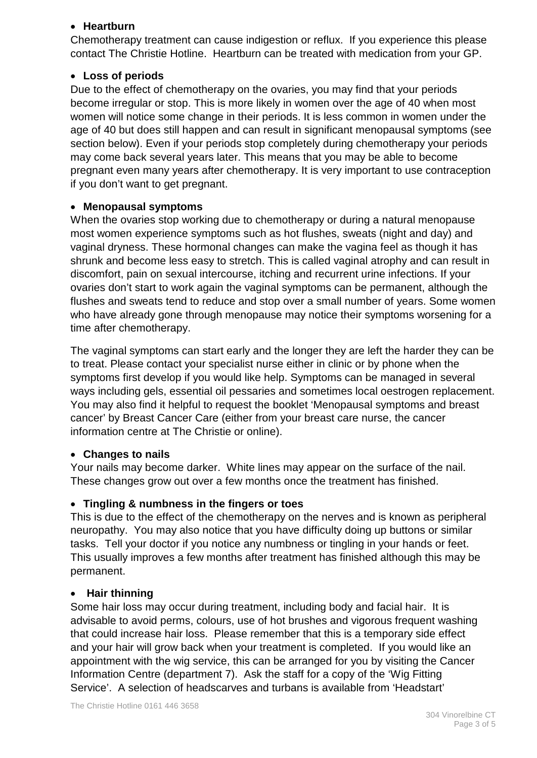- **Heartburn**

Chemotherapy treatment can cause indigestion or reflux. If you experience this please contact The Christie Hotline. Heartburn can be treated with medication from your GP.

- **Loss of periods**

Due to the effect of chemotherapy on the ovaries, you may find that your periods become irregular or stop. This is more likely in women over the age of 40 when most women will notice some change in their periods. It is less common in women under the age of 40 but does still happen and can result in significant menopausal symptoms (see section below). Even if your periods stop completely during chemotherapy your periods may come back several years later. This means that you may be able to become pregnant even many years after chemotherapy. It is very important to use contraception if you don't want to get pregnant.

- **Menopausal symptoms**

When the ovaries stop working due to chemotherapy or during a natural menopause most women experience symptoms such as hot flushes, sweats (night and day) and vaginal dryness. These hormonal changes can make the vagina feel as though it has shrunk and become less easy to stretch. This is called vaginal atrophy and can result in discomfort, pain on sexual intercourse, itching and recurrent urine infections. If your ovaries don't start to work again the vaginal symptoms can be permanent, although the flushes and sweats tend to reduce and stop over a small number of years. Some women who have already gone through menopause may notice their symptoms worsening for a time after chemotherapy.

The vaginal symptoms can start early and the longer they are left the harder they can be to treat. Please contact your specialist nurse either in clinic or by phone when the symptoms first develop if you would like help. Symptoms can be managed in several ways including gels, essential oil pessaries and sometimes local oestrogen replacement. You may also find it helpful to request the booklet 'Menopausal symptoms and breast cancer' by Breast Cancer Care (either from your breast care nurse, the cancer information centre at The Christie or online).

- **Changes to nails**

Your nails may become darker. White lines may appear on the surface of the nail. These changes grow out over a few months once the treatment has finished.

- **Tingling & numbness in the fingers or toes**

This is due to the effect of the chemotherapy on the nerves and is known as peripheral neuropathy. You may also notice that you have difficulty doing up buttons or similar tasks. Tell your doctor if you notice any numbness or tingling in your hands or feet. This usually improves a few months after treatment has finished although this may be permanent.

- **Hair thinning**

Some hair loss may occur during treatment, including body and facial hair. It is advisable to avoid perms, colours, use of hot brushes and vigorous frequent washing that could increase hair loss. Please remember that this is a temporary side effect and your hair will grow back when your treatment is completed. If you would like an appointment with the wig service, this can be arranged for you by visiting the Cancer Information Centre (department 7). Ask the staff for a copy of the 'Wig Fitting Service'. A selection of headscarves and turbans is available from 'Headstart'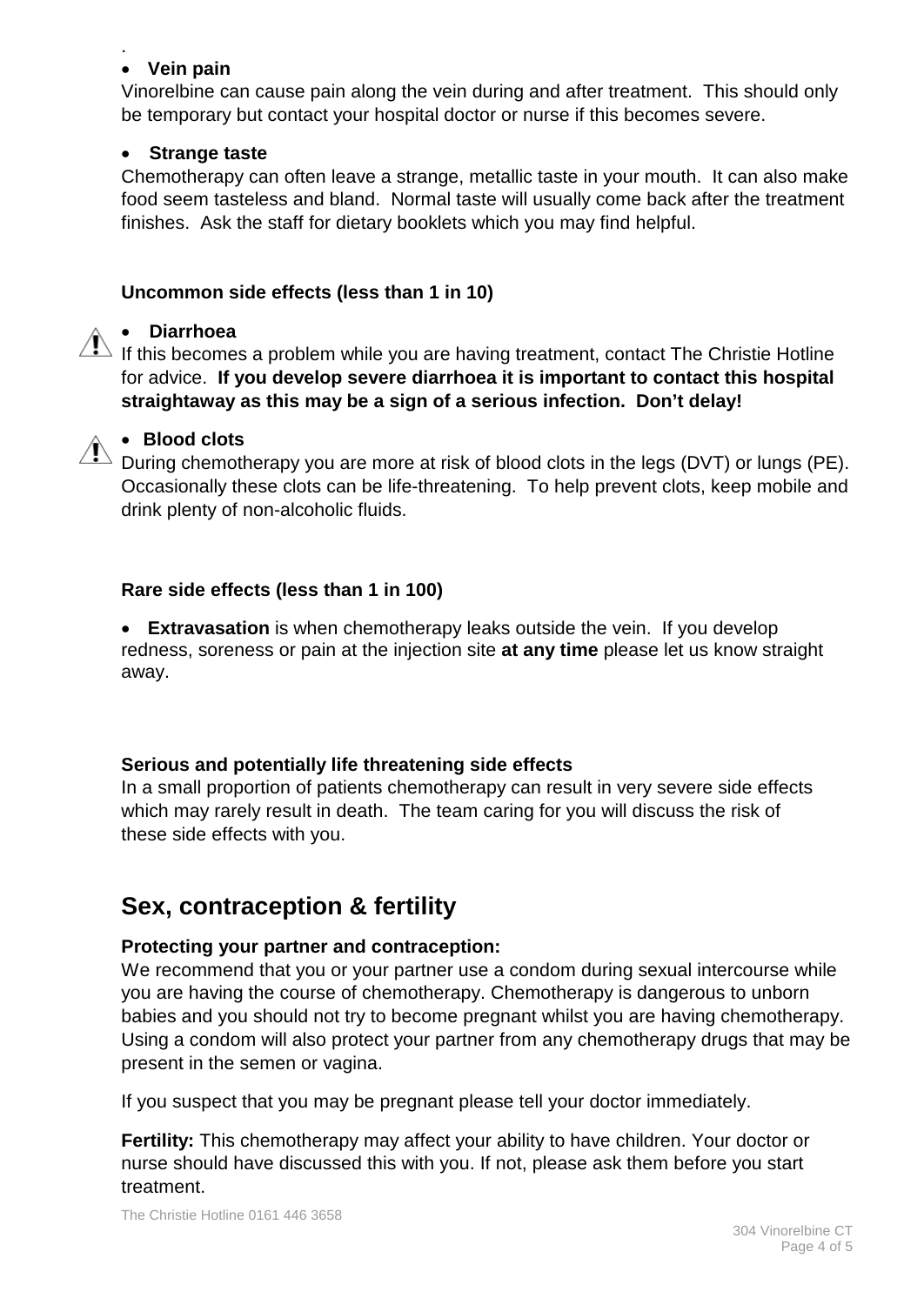.

- **Vein pain**

Vinorelbine can cause pain along the vein during and after treatment. This should only be temporary but contact your hospital doctor or nurse if this becomes severe.

- **Strange taste**

Chemotherapy can often leave a strange, metallic taste in your mouth. It can also make food seem tasteless and bland. Normal taste will usually come back after the treatment finishes. Ask the staff for dietary booklets which you may find helpful.

**Uncommon side effects (less than 1 in 10)**

- **Diarrhoea**

If this becomes a problem while you are having treatment, contact The Christie Hotline for advice. **If you develop severe diarrhoea it is important to contact this hospital straightaway as this may be a sign of a serious infection. Don't delay!**

- **Blood clots**

During chemotherapy you are more at risk of blood clots in the legs (DVT) or lungs (PE). Occasionally these clots can be life-threatening. To help prevent clots, keep mobile and drink plenty of non-alcoholic fluids.

**Rare side effects (less than 1 in 100)**

- **Extravasation** is when chemotherapy leaks outside the vein. If you develop redness, soreness or pain at the injection site **at any time** please let us know straight away.

**Serious and potentially life threatening side effects**

In a small proportion of patients chemotherapy can result in very severe side effects which may rarely result in death. The team caring for you will discuss the risk of these side effects with you.

## Sex, contraception & fertility

**Protecting your partner and contraception:**

We recommend that you or your partner use a condom during sexual intercourse while you are having the course of chemotherapy. Chemotherapy is dangerous to unborn babies and you should not try to become pregnant whilst you are having chemotherapy. Using a condom will also protect your partner from any chemotherapy drugs that may be present in the semen or vagina.

If you suspect that you may be pregnant please tell your doctor immediately.

**Fertility:** This chemotherapy may affect your ability to have children. Your doctor or nurse should have discussed this with you. If not, please ask them before you start treatment.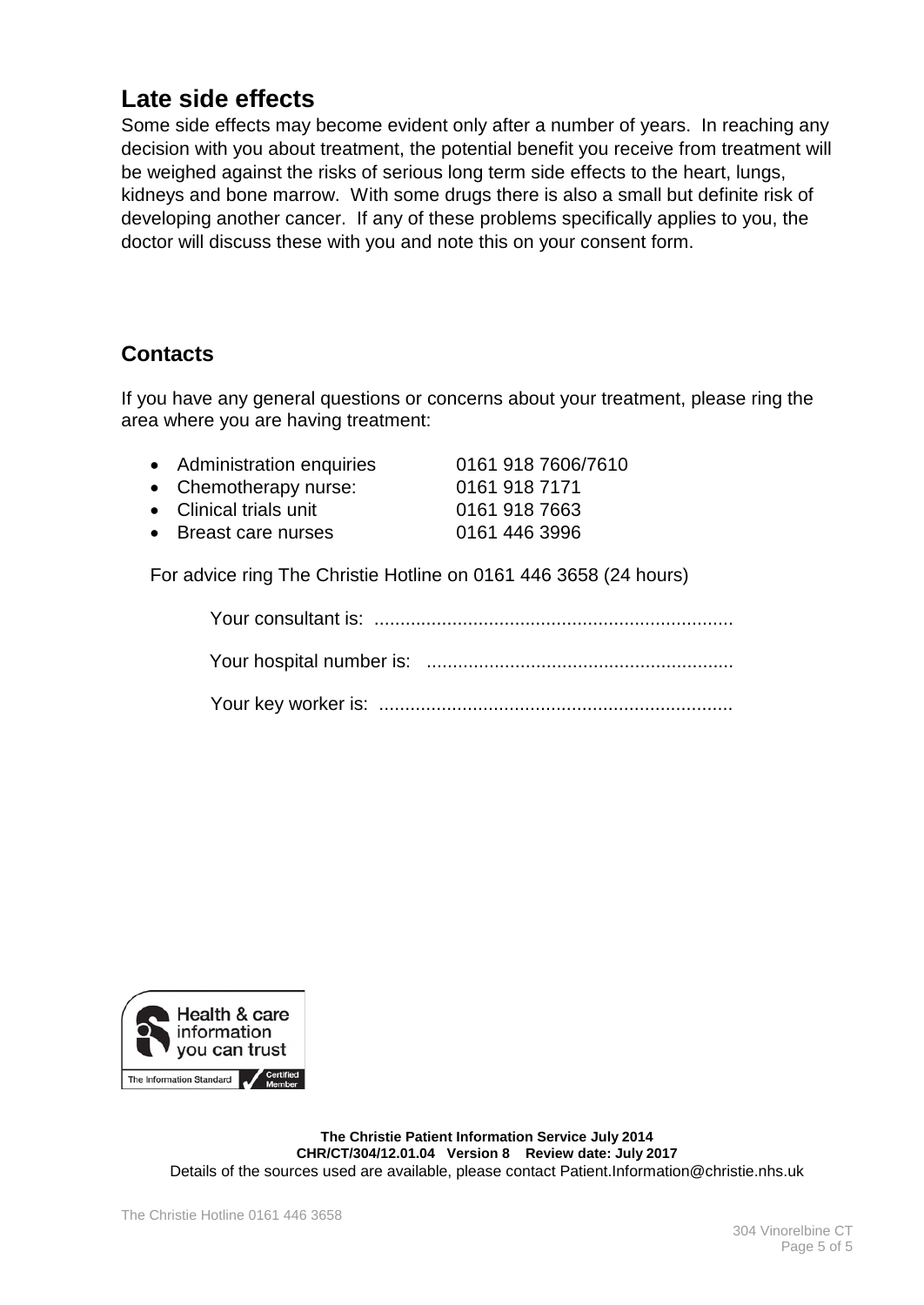## Late side effects

Some side effects may become evident only after a number of years. In reaching any decision with you about treatment, the potential benefit you receive from treatment will be weighed against the risks of serious long term side effects to the heart, lungs, kidneys and bone marrow. With some drugs there is also a small but definite risk of developing another cancer. If any of these problems specifically applies to you, the doctor will discuss these with you and note this on your consent form.

## Contacts

If you have any general questions or concerns about your treatment, please ring the area where you are having treatment:

- Administration enquiries 0161 918 7606/7610
- Chemotherapy nurse: 0161 918 7171
- Clinical trials unit 0161 918 7663
- Breast care nurses 0161 446 3996

For advice ring The Christie Hotline on 0161 446 3658 (24 hours)

Your consultant is: ....................................................................

Your hospital number is: ..........................................................

Your key worker is: ...................................................................

Health & care information you can trust

The Information Standard Certified Member

**The Christie Patient Information Service July 2014**
**CHR/CT/304/12.01.04 Version 8 Review date: July 2017**
Details of the sources used are available, please contact Patient.Information@christie.nhs.uk